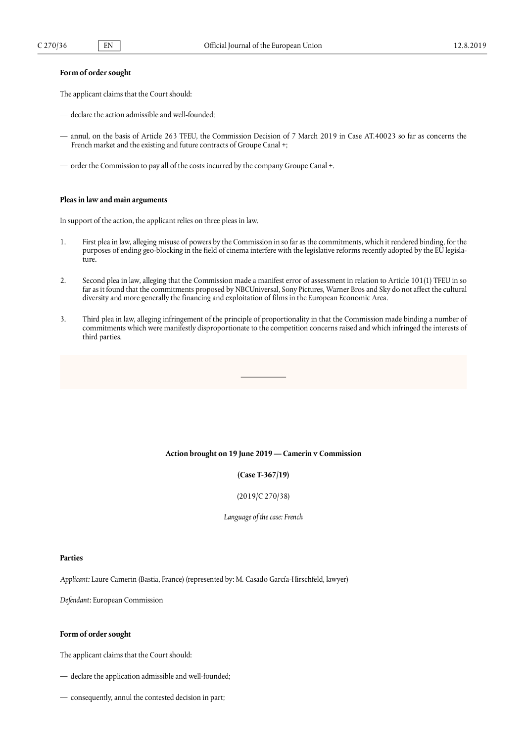**Form of order sought**

The applicant claims that the Court should:

— declare the action admissible and well-founded;

— annul, on the basis of Article 263 TFEU, the Commission Decision of 7 March 2019 in Case AT.40023 so far as concerns the French market and the existing and future contracts of Groupe Canal +;

— order the Commission to pay all of the costs incurred by the company Groupe Canal +.

**Pleas in law and main arguments**

In support of the action, the applicant relies on three pleas in law.

1. First plea in law, alleging misuse of powers by the Commission in so far as the commitments, which it rendered binding, for the purposes of ending geo-blocking in the field of cinema interfere with the legislative reforms recently adopted by the EU legislature.

2. Second plea in law, alleging that the Commission made a manifest error of assessment in relation to Article 101(1) TFEU in so far as it found that the commitments proposed by NBCUniversal, Sony Pictures, Warner Bros and Sky do not affect the cultural diversity and more generally the financing and exploitation of films in the European Economic Area.

3. Third plea in law, alleging infringement of the principle of proportionality in that the Commission made binding a number of commitments which were manifestly disproportionate to the competition concerns raised and which infringed the interests of third parties.

---

**Action brought on 19 June 2019 — Camerin v Commission**

**(Case T-367/19)**

(2019/C 270/38)

*Language of the case: French*

**Parties**

*Applicant:* Laure Camerin (Bastia, France) (represented by: M. Casado García-Hirschfeld, lawyer)

*Defendant:* European Commission

**Form of order sought**

The applicant claims that the Court should:

— declare the application admissible and well-founded;

— consequently, annul the contested decision in part;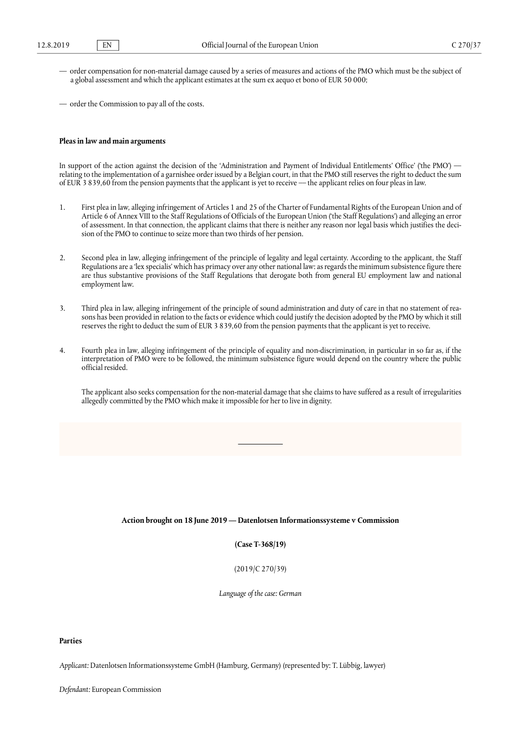— order compensation for non-material damage caused by a series of measures and actions of the PMO which must be the subject of a global assessment and which the applicant estimates at the sum ex aequo et bono of EUR 50 000;

— order the Commission to pay all of the costs.

**Pleas in law and main arguments**

In support of the action against the decision of the 'Administration and Payment of Individual Entitlements' Office' ('the PMO') — relating to the implementation of a garnishee order issued by a Belgian court, in that the PMO still reserves the right to deduct the sum of EUR 3 839,60 from the pension payments that the applicant is yet to receive — the applicant relies on four pleas in law.

1. First plea in law, alleging infringement of Articles 1 and 25 of the Charter of Fundamental Rights of the European Union and of Article 6 of Annex VIII to the Staff Regulations of Officials of the European Union ('the Staff Regulations') and alleging an error of assessment. In that connection, the applicant claims that there is neither any reason nor legal basis which justifies the decision of the PMO to continue to seize more than two thirds of her pension.

2. Second plea in law, alleging infringement of the principle of legality and legal certainty. According to the applicant, the Staff Regulations are a 'lex specialis' which has primacy over any other national law: as regards the minimum subsistence figure there are thus substantive provisions of the Staff Regulations that derogate both from general EU employment law and national employment law.

3. Third plea in law, alleging infringement of the principle of sound administration and duty of care in that no statement of reasons has been provided in relation to the facts or evidence which could justify the decision adopted by the PMO by which it still reserves the right to deduct the sum of EUR 3 839,60 from the pension payments that the applicant is yet to receive.

4. Fourth plea in law, alleging infringement of the principle of equality and non-discrimination, in particular in so far as, if the interpretation of PMO were to be followed, the minimum subsistence figure would depend on the country where the public official resided.

   The applicant also seeks compensation for the non-material damage that she claims to have suffered as a result of irregularities allegedly committed by the PMO which make it impossible for her to live in dignity.

---

**Action brought on 18 June 2019 — Datenlotsen Informationssysteme v Commission**

**(Case T-368/19)**

(2019/C 270/39)

*Language of the case: German*

**Parties**

*Applicant:* Datenlotsen Informationssysteme GmbH (Hamburg, Germany) (represented by: T. Lübbig, lawyer)

*Defendant:* European Commission